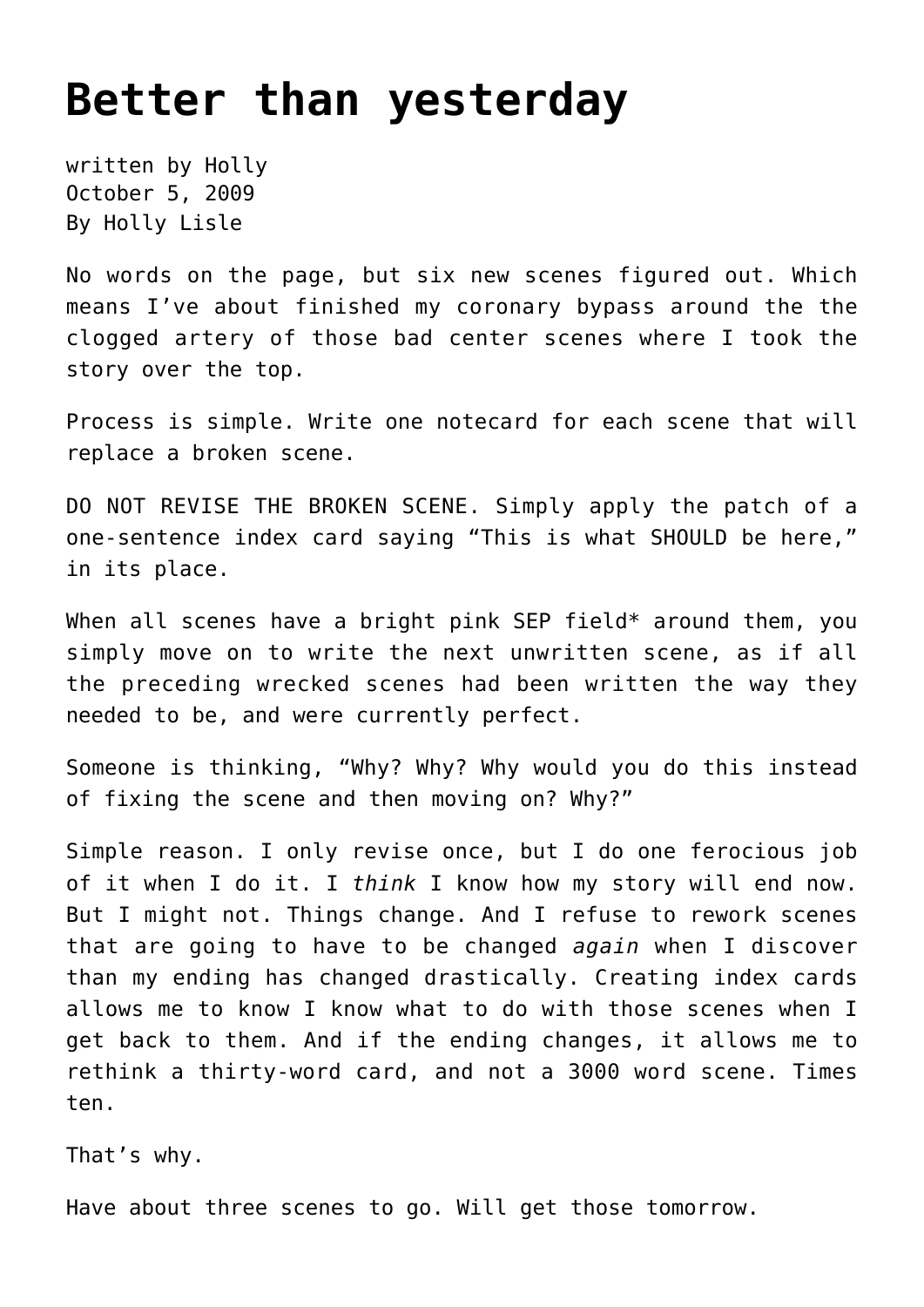# Better than yesterday

written by Holly
October 5, 2009
By Holly Lisle

No words on the page, but six new scenes figured out. Which means I've about finished my coronary bypass around the the clogged artery of those bad center scenes where I took the story over the top.

Process is simple. Write one notecard for each scene that will replace a broken scene.

DO NOT REVISE THE BROKEN SCENE. Simply apply the patch of a one-sentence index card saying "This is what SHOULD be here," in its place.

When all scenes have a bright pink SEP field* around them, you simply move on to write the next unwritten scene, as if all the preceding wrecked scenes had been written the way they needed to be, and were currently perfect.

Someone is thinking, "Why? Why? Why would you do this instead of fixing the scene and then moving on? Why?"

Simple reason. I only revise once, but I do one ferocious job of it when I do it. I *think* I know how my story will end now. But I might not. Things change. And I refuse to rework scenes that are going to have to be changed *again* when I discover than my ending has changed drastically. Creating index cards allows me to know I know what to do with those scenes when I get back to them. And if the ending changes, it allows me to rethink a thirty-word card, and not a 3000 word scene. Times ten.

That's why.

Have about three scenes to go. Will get those tomorrow.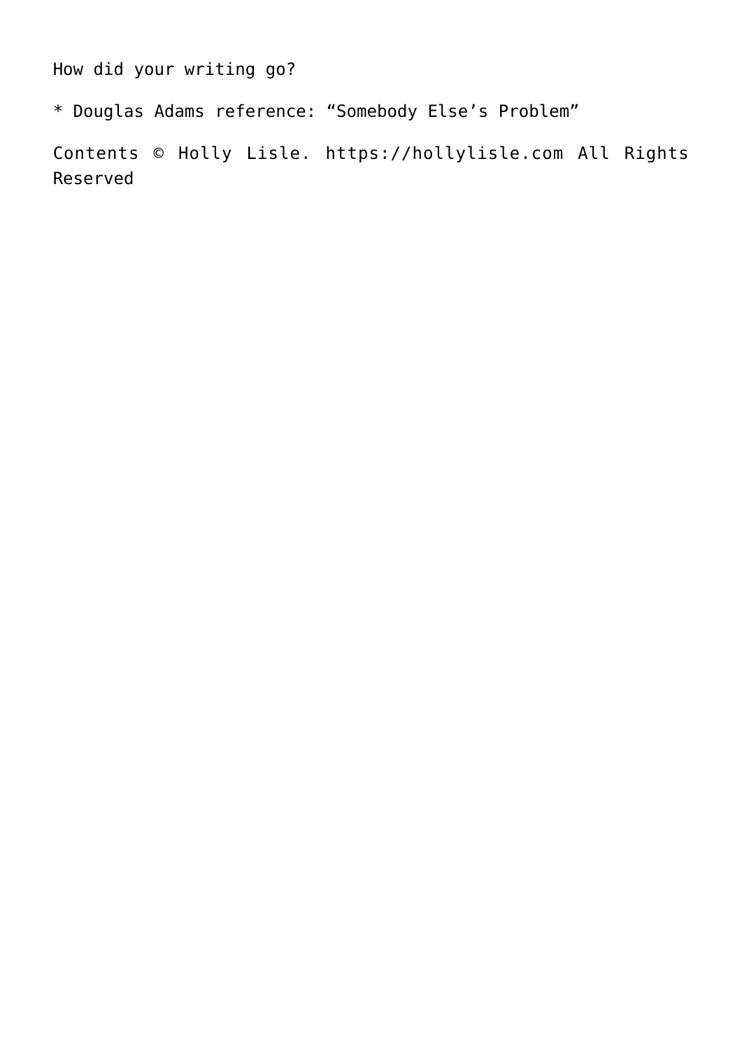How did your writing go?

* Douglas Adams reference: “Somebody Else’s Problem”

Contents © Holly Lisle. https://hollylisle.com All Rights Reserved